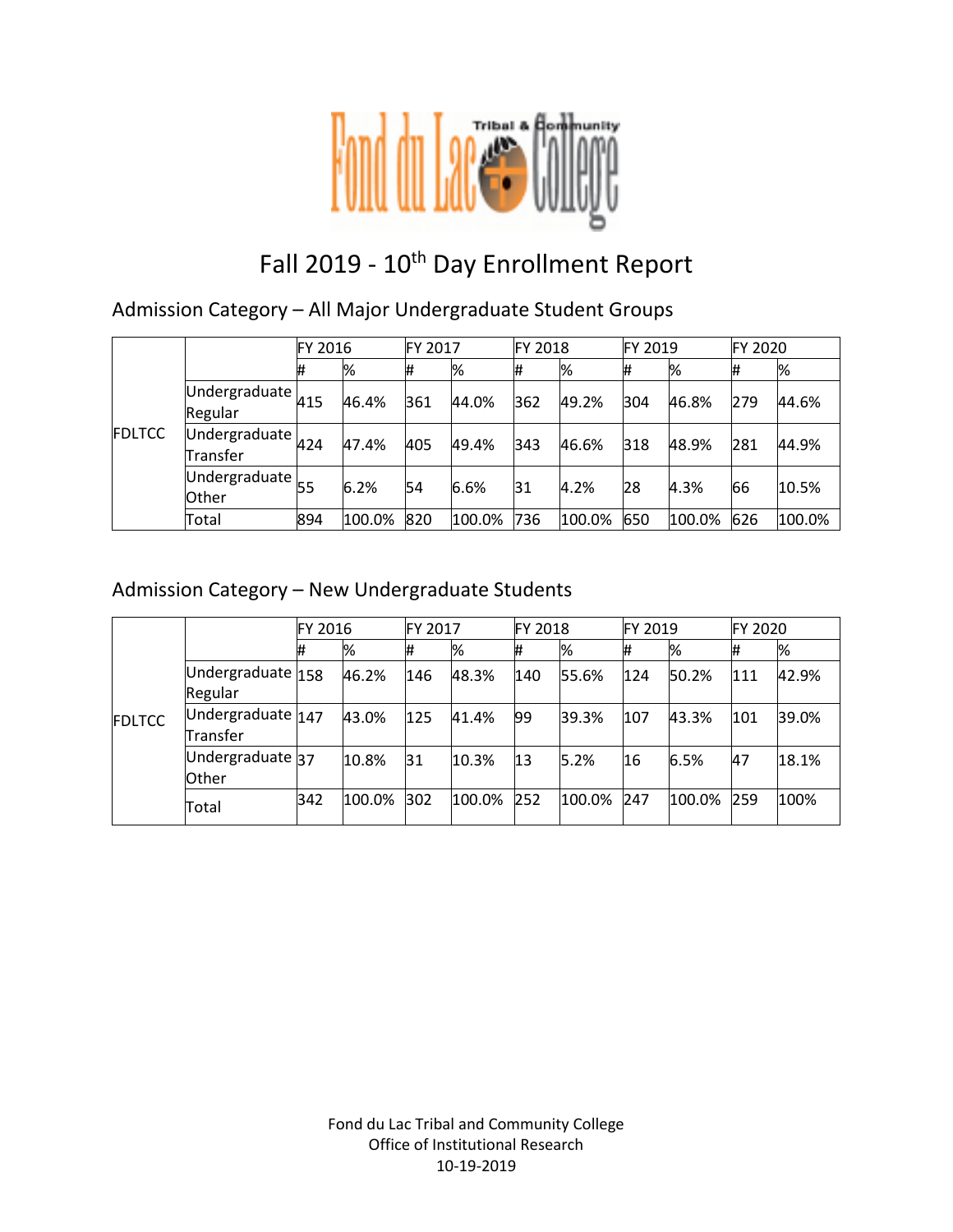# Fall 2019 - 10th Day Enrollment Report

## Admission Category – All Major Undergraduate Student Groups

| | | FY 2016 | | FY 2017 | | FY 2018 | | FY 2019 | | FY 2020 | |
|---|---|---|---|---|---|---|---|---|---|---|---|
| | | # | % | # | % | # | % | # | % | # | % |
| FDLTCC | Undergraduate Regular | 415 | 46.4% | 361 | 44.0% | 362 | 49.2% | 304 | 46.8% | 279 | 44.6% |
| | Undergraduate Transfer | 424 | 47.4% | 405 | 49.4% | 343 | 46.6% | 318 | 48.9% | 281 | 44.9% |
| | Undergraduate Other | 55 | 6.2% | 54 | 6.6% | 31 | 4.2% | 28 | 4.3% | 66 | 10.5% |
| | Total | 894 | 100.0% | 820 | 100.0% | 736 | 100.0% | 650 | 100.0% | 626 | 100.0% |

## Admission Category – New Undergraduate Students

| | | FY 2016 | | FY 2017 | | FY 2018 | | FY 2019 | | FY 2020 | |
|---|---|---|---|---|---|---|---|---|---|---|---|
| | | # | % | # | % | # | % | # | % | # | % |
| FDLTCC | Undergraduate Regular | 158 | 46.2% | 146 | 48.3% | 140 | 55.6% | 124 | 50.2% | 111 | 42.9% |
| | Undergraduate Transfer | 147 | 43.0% | 125 | 41.4% | 99 | 39.3% | 107 | 43.3% | 101 | 39.0% |
| | Undergraduate Other | 37 | 10.8% | 31 | 10.3% | 13 | 5.2% | 16 | 6.5% | 47 | 18.1% |
| | Total | 342 | 100.0% | 302 | 100.0% | 252 | 100.0% | 247 | 100.0% | 259 | 100% |

Fond du Lac Tribal and Community College
Office of Institutional Research
10-19-2019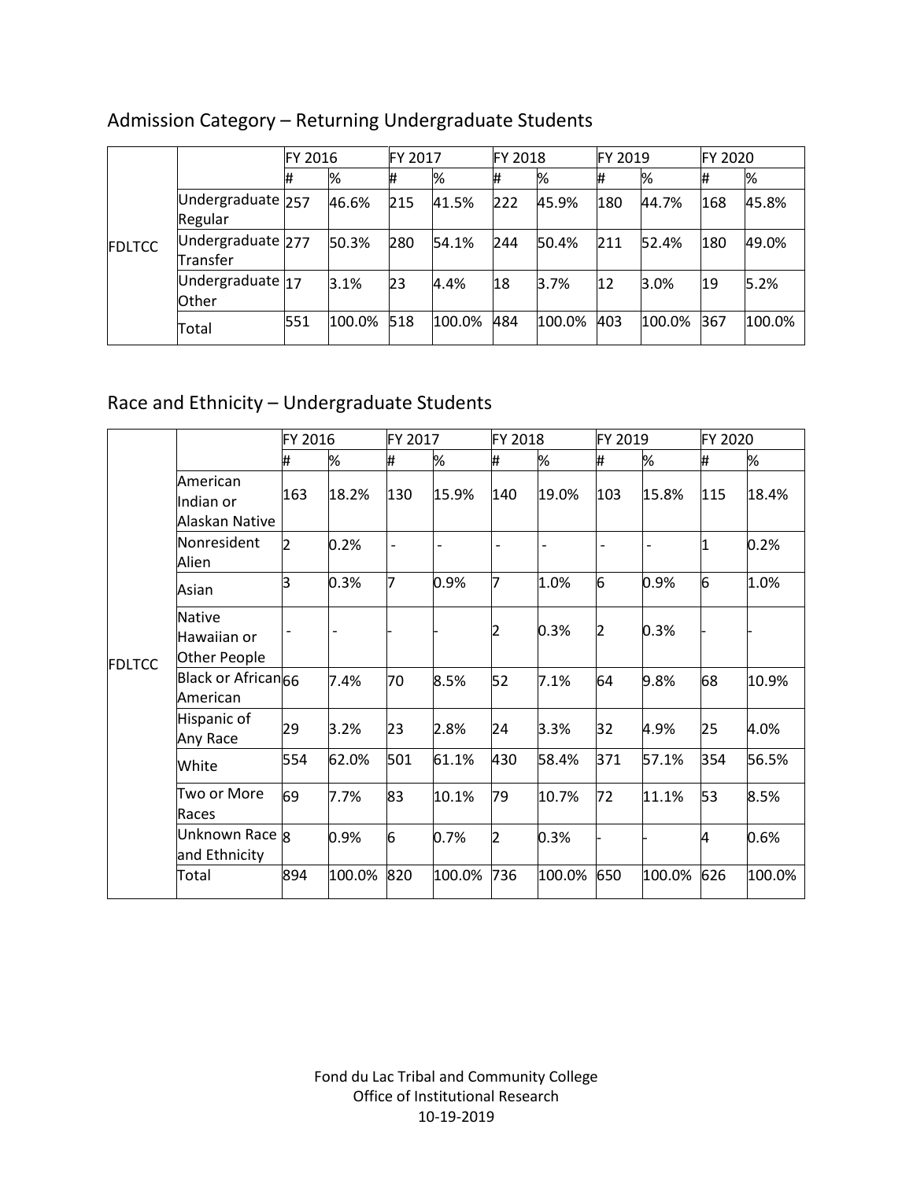## Admission Category – Returning Undergraduate Students

| | | FY 2016 | | FY 2017 | | FY 2018 | | FY 2019 | | FY 2020 | |
|---|---|---|---|---|---|---|---|---|---|---|---|
| | | # | % | # | % | # | % | # | % | # | % |
| FDLTCC | Undergraduate Regular | 257 | 46.6% | 215 | 41.5% | 222 | 45.9% | 180 | 44.7% | 168 | 45.8% |
| | Undergraduate Transfer | 277 | 50.3% | 280 | 54.1% | 244 | 50.4% | 211 | 52.4% | 180 | 49.0% |
| | Undergraduate Other | 17 | 3.1% | 23 | 4.4% | 18 | 3.7% | 12 | 3.0% | 19 | 5.2% |
| | Total | 551 | 100.0% | 518 | 100.0% | 484 | 100.0% | 403 | 100.0% | 367 | 100.0% |

## Race and Ethnicity – Undergraduate Students

| | | FY 2016 | | FY 2017 | | FY 2018 | | FY 2019 | | FY 2020 | |
|---|---|---|---|---|---|---|---|---|---|---|---|
| | | # | % | # | % | # | % | # | % | # | % |
| FDLTCC | American Indian or Alaskan Native | 163 | 18.2% | 130 | 15.9% | 140 | 19.0% | 103 | 15.8% | 115 | 18.4% |
| | Nonresident Alien | 2 | 0.2% | - | - | - | - | - | - | 1 | 0.2% |
| | Asian | 3 | 0.3% | 7 | 0.9% | 7 | 1.0% | 6 | 0.9% | 6 | 1.0% |
| | Native Hawaiian or Other People | - | - | - | - | 2 | 0.3% | 2 | 0.3% | - | - |
| | Black or African American | 66 | 7.4% | 70 | 8.5% | 52 | 7.1% | 64 | 9.8% | 68 | 10.9% |
| | Hispanic of Any Race | 29 | 3.2% | 23 | 2.8% | 24 | 3.3% | 32 | 4.9% | 25 | 4.0% |
| | White | 554 | 62.0% | 501 | 61.1% | 430 | 58.4% | 371 | 57.1% | 354 | 56.5% |
| | Two or More Races | 69 | 7.7% | 83 | 10.1% | 79 | 10.7% | 72 | 11.1% | 53 | 8.5% |
| | Unknown Race and Ethnicity | 8 | 0.9% | 6 | 0.7% | 2 | 0.3% | - | - | 4 | 0.6% |
| | Total | 894 | 100.0% | 820 | 100.0% | 736 | 100.0% | 650 | 100.0% | 626 | 100.0% |

Fond du Lac Tribal and Community College
Office of Institutional Research
10-19-2019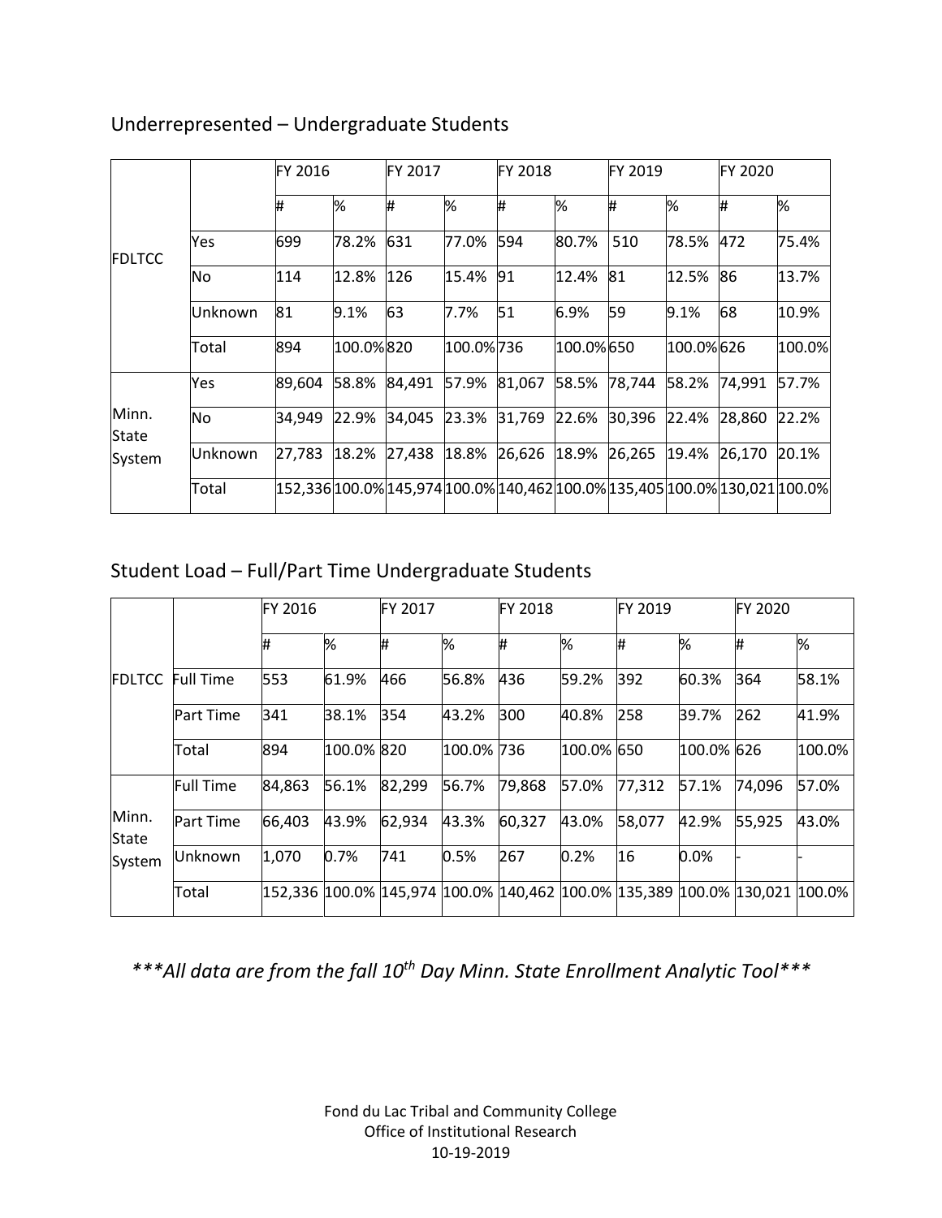## Underrepresented – Undergraduate Students

| | | FY 2016 | | FY 2017 | | FY 2018 | | FY 2019 | | FY 2020 | |
|---|---|---|---|---|---|---|---|---|---|---|---|
| | | # | % | # | % | # | % | # | % | # | % |
| FDLTCC | Yes | 699 | 78.2% | 631 | 77.0% | 594 | 80.7% | 510 | 78.5% | 472 | 75.4% |
| | No | 114 | 12.8% | 126 | 15.4% | 91 | 12.4% | 81 | 12.5% | 86 | 13.7% |
| | Unknown | 81 | 9.1% | 63 | 7.7% | 51 | 6.9% | 59 | 9.1% | 68 | 10.9% |
| | Total | 894 | 100.0% | 820 | 100.0% | 736 | 100.0% | 650 | 100.0% | 626 | 100.0% |
| Minn. State System | Yes | 89,604 | 58.8% | 84,491 | 57.9% | 81,067 | 58.5% | 78,744 | 58.2% | 74,991 | 57.7% |
| | No | 34,949 | 22.9% | 34,045 | 23.3% | 31,769 | 22.6% | 30,396 | 22.4% | 28,860 | 22.2% |
| | Unknown | 27,783 | 18.2% | 27,438 | 18.8% | 26,626 | 18.9% | 26,265 | 19.4% | 26,170 | 20.1% |
| | Total | 152,336 | 100.0% | 145,974 | 100.0% | 140,462 | 100.0% | 135,405 | 100.0% | 130,021 | 100.0% |

## Student Load – Full/Part Time Undergraduate Students

| | | FY 2016 | | FY 2017 | | FY 2018 | | FY 2019 | | FY 2020 | |
|---|---|---|---|---|---|---|---|---|---|---|---|
| | | # | % | # | % | # | % | # | % | # | % |
| FDLTCC | Full Time | 553 | 61.9% | 466 | 56.8% | 436 | 59.2% | 392 | 60.3% | 364 | 58.1% |
| | Part Time | 341 | 38.1% | 354 | 43.2% | 300 | 40.8% | 258 | 39.7% | 262 | 41.9% |
| | Total | 894 | 100.0% | 820 | 100.0% | 736 | 100.0% | 650 | 100.0% | 626 | 100.0% |
| Minn. State System | Full Time | 84,863 | 56.1% | 82,299 | 56.7% | 79,868 | 57.0% | 77,312 | 57.1% | 74,096 | 57.0% |
| | Part Time | 66,403 | 43.9% | 62,934 | 43.3% | 60,327 | 43.0% | 58,077 | 42.9% | 55,925 | 43.0% |
| | Unknown | 1,070 | 0.7% | 741 | 0.5% | 267 | 0.2% | 16 | 0.0% | - | - |
| | Total | 152,336 | 100.0% | 145,974 | 100.0% | 140,462 | 100.0% | 135,389 | 100.0% | 130,021 | 100.0% |

****All data are from the fall 10th Day Minn. State Enrollment Analytic Tool****

Fond du Lac Tribal and Community College
Office of Institutional Research
10-19-2019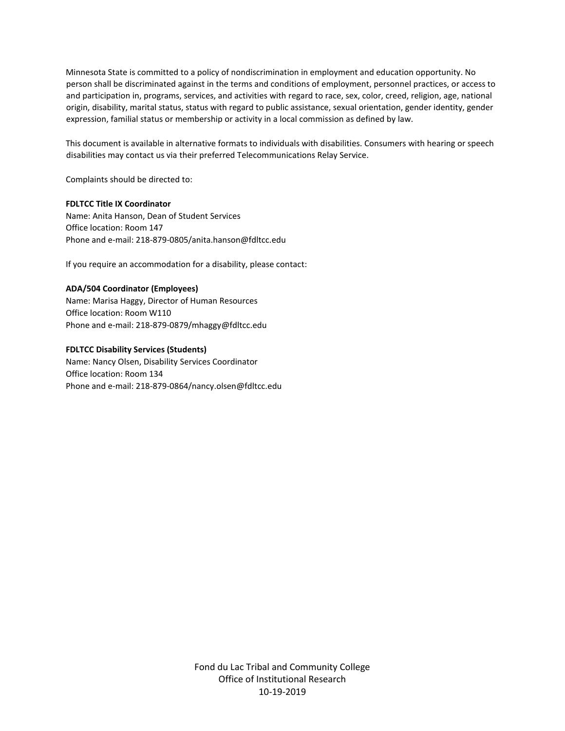Minnesota State is committed to a policy of nondiscrimination in employment and education opportunity. No person shall be discriminated against in the terms and conditions of employment, personnel practices, or access to and participation in, programs, services, and activities with regard to race, sex, color, creed, religion, age, national origin, disability, marital status, status with regard to public assistance, sexual orientation, gender identity, gender expression, familial status or membership or activity in a local commission as defined by law.

This document is available in alternative formats to individuals with disabilities. Consumers with hearing or speech disabilities may contact us via their preferred Telecommunications Relay Service.

Complaints should be directed to:

**FDLTCC Title IX Coordinator**
Name: Anita Hanson, Dean of Student Services
Office location: Room 147
Phone and e-mail: 218-879-0805/anita.hanson@fdltcc.edu

If you require an accommodation for a disability, please contact:

**ADA/504 Coordinator (Employees)**
Name: Marisa Haggy, Director of Human Resources
Office location: Room W110
Phone and e-mail: 218-879-0879/mhaggy@fdltcc.edu

**FDLTCC Disability Services (Students)**
Name: Nancy Olsen, Disability Services Coordinator
Office location: Room 134
Phone and e-mail: 218-879-0864/nancy.olsen@fdltcc.edu

Fond du Lac Tribal and Community College
Office of Institutional Research
10-19-2019